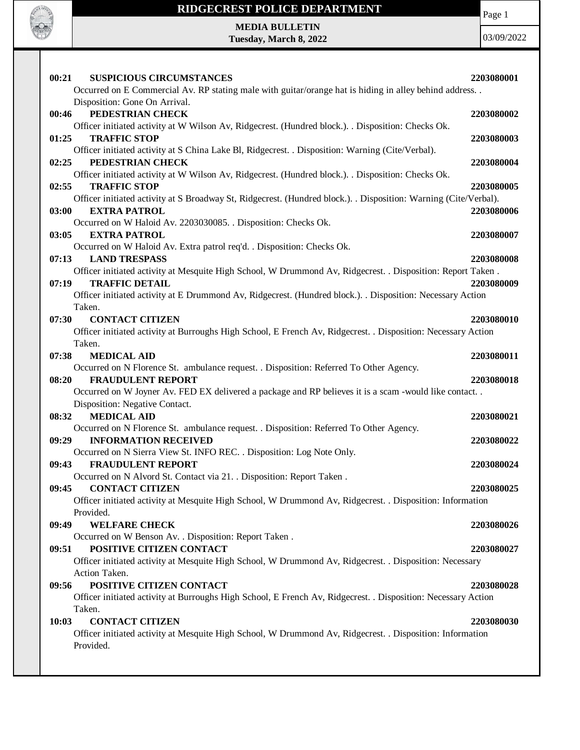# RIDGECREST POLICE DEPARTMENT

**MEDIA BULLETIN**
**Tuesday, March 8, 2022**

03/09/2022

**00:21 SUSPICIOUS CIRCUMSTANCES** **2203080001**
Occurred on E Commercial Av. RP stating male with guitar/orange hat is hiding in alley behind address. . Disposition: Gone On Arrival.

**00:46 PEDESTRIAN CHECK** **2203080002**
Officer initiated activity at W Wilson Av, Ridgecrest. (Hundred block.). . Disposition: Checks Ok.

**01:25 TRAFFIC STOP** **2203080003**
Officer initiated activity at S China Lake Bl, Ridgecrest. . Disposition: Warning (Cite/Verbal).

**02:25 PEDESTRIAN CHECK** **2203080004**
Officer initiated activity at W Wilson Av, Ridgecrest. (Hundred block.). . Disposition: Checks Ok.

**02:55 TRAFFIC STOP** **2203080005**
Officer initiated activity at S Broadway St, Ridgecrest. (Hundred block.). . Disposition: Warning (Cite/Verbal).

**03:00 EXTRA PATROL** **2203080006**
Occurred on W Haloid Av. 2203030085. . Disposition: Checks Ok.

**03:05 EXTRA PATROL** **2203080007**
Occurred on W Haloid Av. Extra patrol req'd. . Disposition: Checks Ok.

**07:13 LAND TRESPASS** **2203080008**
Officer initiated activity at Mesquite High School, W Drummond Av, Ridgecrest. . Disposition: Report Taken .

**07:19 TRAFFIC DETAIL** **2203080009**
Officer initiated activity at E Drummond Av, Ridgecrest. (Hundred block.). . Disposition: Necessary Action Taken.

**07:30 CONTACT CITIZEN** **2203080010**
Officer initiated activity at Burroughs High School, E French Av, Ridgecrest. . Disposition: Necessary Action Taken.

**07:38 MEDICAL AID** **2203080011**
Occurred on N Florence St. ambulance request. . Disposition: Referred To Other Agency.

**08:20 FRAUDULENT REPORT** **2203080018**
Occurred on W Joyner Av. FED EX delivered a package and RP believes it is a scam -would like contact. . Disposition: Negative Contact.

**08:32 MEDICAL AID** **2203080021**
Occurred on N Florence St. ambulance request. . Disposition: Referred To Other Agency.

**09:29 INFORMATION RECEIVED** **2203080022**
Occurred on N Sierra View St. INFO REC. . Disposition: Log Note Only.

**09:43 FRAUDULENT REPORT** **2203080024**
Occurred on N Alvord St. Contact via 21. . Disposition: Report Taken .

**09:45 CONTACT CITIZEN** **2203080025**
Officer initiated activity at Mesquite High School, W Drummond Av, Ridgecrest. . Disposition: Information Provided.

**09:49 WELFARE CHECK** **2203080026**
Occurred on W Benson Av. . Disposition: Report Taken .

**09:51 POSITIVE CITIZEN CONTACT** **2203080027**
Officer initiated activity at Mesquite High School, W Drummond Av, Ridgecrest. . Disposition: Necessary Action Taken.

**09:56 POSITIVE CITIZEN CONTACT** **2203080028**
Officer initiated activity at Burroughs High School, E French Av, Ridgecrest. . Disposition: Necessary Action Taken.

**10:03 CONTACT CITIZEN** **2203080030**
Officer initiated activity at Mesquite High School, W Drummond Av, Ridgecrest. . Disposition: Information Provided.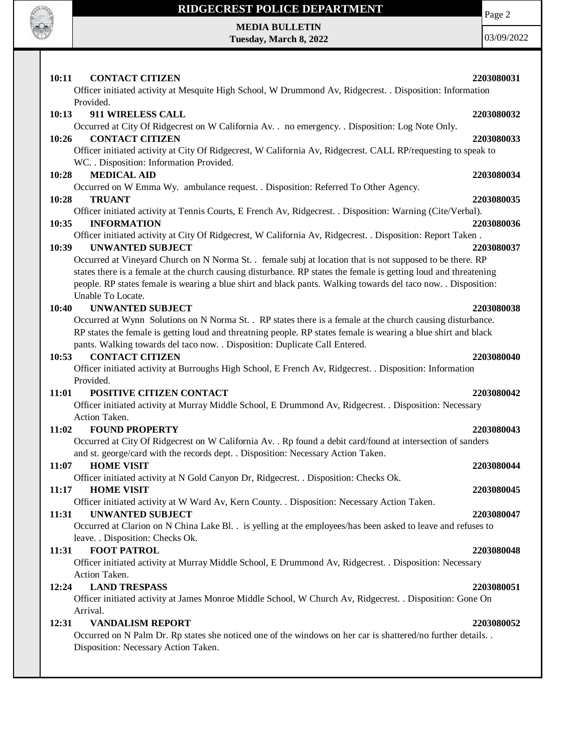**10:11 CONTACT CITIZEN** **2203080031**

Officer initiated activity at Mesquite High School, W Drummond Av, Ridgecrest. . Disposition: Information Provided.

**10:13 911 WIRELESS CALL** **2203080032**

Occurred at City Of Ridgecrest on W California Av. . no emergency. . Disposition: Log Note Only.

**10:26 CONTACT CITIZEN** **2203080033**

Officer initiated activity at City Of Ridgecrest, W California Av, Ridgecrest. CALL RP/requesting to speak to WC. . Disposition: Information Provided.

**10:28 MEDICAL AID** **2203080034**

Occurred on W Emma Wy. ambulance request. . Disposition: Referred To Other Agency.

**10:28 TRUANT** **2203080035**

Officer initiated activity at Tennis Courts, E French Av, Ridgecrest. . Disposition: Warning (Cite/Verbal).

**10:35 INFORMATION** **2203080036**

Officer initiated activity at City Of Ridgecrest, W California Av, Ridgecrest. . Disposition: Report Taken .

**10:39 UNWANTED SUBJECT** **2203080037**

Occurred at Vineyard Church on N Norma St. . female subj at location that is not supposed to be there. RP states there is a female at the church causing disturbance. RP states the female is getting loud and threatening people. RP states female is wearing a blue shirt and black pants. Walking towards del taco now. . Disposition: Unable To Locate.

**10:40 UNWANTED SUBJECT** **2203080038**

Occurred at Wynn Solutions on N Norma St. . RP states there is a female at the church causing disturbance. RP states the female is getting loud and threatning people. RP states female is wearing a blue shirt and black pants. Walking towards del taco now. . Disposition: Duplicate Call Entered.

**10:53 CONTACT CITIZEN** **2203080040**

Officer initiated activity at Burroughs High School, E French Av, Ridgecrest. . Disposition: Information Provided.

**11:01 POSITIVE CITIZEN CONTACT** **2203080042**

Officer initiated activity at Murray Middle School, E Drummond Av, Ridgecrest. . Disposition: Necessary Action Taken.

**11:02 FOUND PROPERTY** **2203080043**

Occurred at City Of Ridgecrest on W California Av. . Rp found a debit card/found at intersection of sanders and st. george/card with the records dept. . Disposition: Necessary Action Taken.

**11:07 HOME VISIT** **2203080044**

Officer initiated activity at N Gold Canyon Dr, Ridgecrest. . Disposition: Checks Ok.

**11:17 HOME VISIT** **2203080045**

Officer initiated activity at W Ward Av, Kern County. . Disposition: Necessary Action Taken.

**11:31 UNWANTED SUBJECT** **2203080047**

Occurred at Clarion on N China Lake Bl. . is yelling at the employees/has been asked to leave and refuses to leave. . Disposition: Checks Ok.

**11:31 FOOT PATROL** **2203080048**

Officer initiated activity at Murray Middle School, E Drummond Av, Ridgecrest. . Disposition: Necessary Action Taken.

**12:24 LAND TRESPASS** **2203080051**

Officer initiated activity at James Monroe Middle School, W Church Av, Ridgecrest. . Disposition: Gone On Arrival.

**12:31 VANDALISM REPORT** **2203080052**

Occurred on N Palm Dr. Rp states she noticed one of the windows on her car is shattered/no further details. . Disposition: Necessary Action Taken.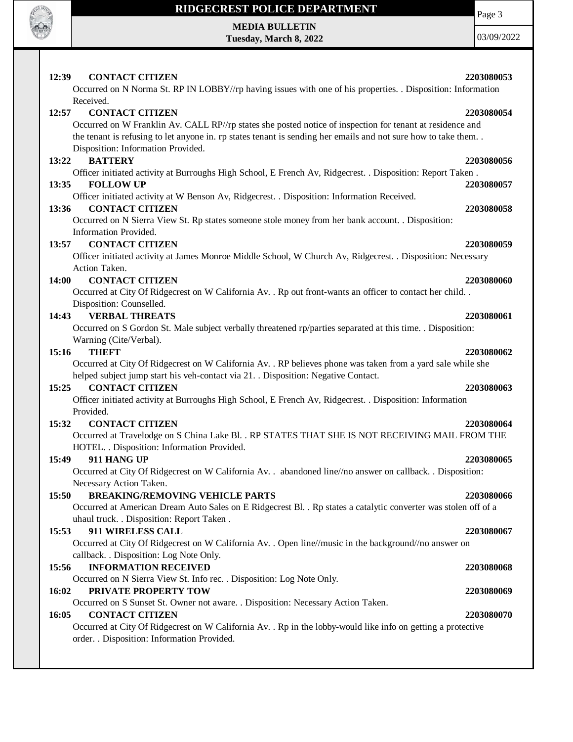**12:39 CONTACT CITIZEN 2203080053**
Occurred on N Norma St. RP IN LOBBY//rp having issues with one of his properties. . Disposition: Information Received.

**12:57 CONTACT CITIZEN 2203080054**
Occurred on W Franklin Av. CALL RP//rp states she posted notice of inspection for tenant at residence and the tenant is refusing to let anyone in. rp states tenant is sending her emails and not sure how to take them. . Disposition: Information Provided.

**13:22 BATTERY 2203080056**
Officer initiated activity at Burroughs High School, E French Av, Ridgecrest. . Disposition: Report Taken .

**13:35 FOLLOW UP 2203080057**
Officer initiated activity at W Benson Av, Ridgecrest. . Disposition: Information Received.

**13:36 CONTACT CITIZEN 2203080058**
Occurred on N Sierra View St. Rp states someone stole money from her bank account. . Disposition: Information Provided.

**13:57 CONTACT CITIZEN 2203080059**
Officer initiated activity at James Monroe Middle School, W Church Av, Ridgecrest. . Disposition: Necessary Action Taken.

**14:00 CONTACT CITIZEN 2203080060**
Occurred at City Of Ridgecrest on W California Av. . Rp out front-wants an officer to contact her child. . Disposition: Counselled.

**14:43 VERBAL THREATS 2203080061**
Occurred on S Gordon St. Male subject verbally threatened rp/parties separated at this time. . Disposition: Warning (Cite/Verbal).

**15:16 THEFT 2203080062**
Occurred at City Of Ridgecrest on W California Av. . RP believes phone was taken from a yard sale while she helped subject jump start his veh-contact via 21. . Disposition: Negative Contact.

**15:25 CONTACT CITIZEN 2203080063**
Officer initiated activity at Burroughs High School, E French Av, Ridgecrest. . Disposition: Information Provided.

**15:32 CONTACT CITIZEN 2203080064**
Occurred at Travelodge on S China Lake Bl. . RP STATES THAT SHE IS NOT RECEIVING MAIL FROM THE HOTEL. . Disposition: Information Provided.

**15:49 911 HANG UP 2203080065**
Occurred at City Of Ridgecrest on W California Av. . abandoned line//no answer on callback. . Disposition: Necessary Action Taken.

**15:50 BREAKING/REMOVING VEHICLE PARTS 2203080066**
Occurred at American Dream Auto Sales on E Ridgecrest Bl. . Rp states a catalytic converter was stolen off of a uhaul truck. . Disposition: Report Taken .

**15:53 911 WIRELESS CALL 2203080067**
Occurred at City Of Ridgecrest on W California Av. . Open line//music in the background//no answer on callback. . Disposition: Log Note Only.

**15:56 INFORMATION RECEIVED 2203080068**
Occurred on N Sierra View St. Info rec. . Disposition: Log Note Only.

**16:02 PRIVATE PROPERTY TOW 2203080069**
Occurred on S Sunset St. Owner not aware. . Disposition: Necessary Action Taken.

**16:05 CONTACT CITIZEN 2203080070**
Occurred at City Of Ridgecrest on W California Av. . Rp in the lobby-would like info on getting a protective order. . Disposition: Information Provided.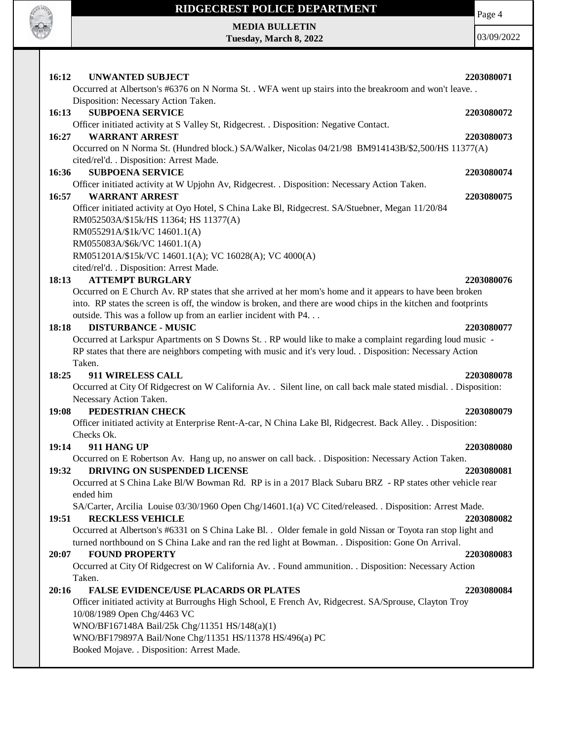**16:12 UNWANTED SUBJECT** **2203080071**

Occurred at Albertson's #6376 on N Norma St. . WFA went up stairs into the breakroom and won't leave. . Disposition: Necessary Action Taken.

**16:13 SUBPOENA SERVICE** **2203080072**

Officer initiated activity at S Valley St, Ridgecrest. . Disposition: Negative Contact.

**16:27 WARRANT ARREST** **2203080073**

Occurred on N Norma St. (Hundred block.) SA/Walker, Nicolas 04/21/98 BM914143B/$2,500/HS 11377(A) cited/rel'd. . Disposition: Arrest Made.

**16:36 SUBPOENA SERVICE** **2203080074**

Officer initiated activity at W Upjohn Av, Ridgecrest. . Disposition: Necessary Action Taken.

**16:57 WARRANT ARREST** **2203080075**

Officer initiated activity at Oyo Hotel, S China Lake Bl, Ridgecrest. SA/Stuebner, Megan 11/20/84
RM052503A/$15k/HS 11364; HS 11377(A)
RM055291A/$1k/VC 14601.1(A)
RM055083A/$6k/VC 14601.1(A)
RM051201A/$15k/VC 14601.1(A); VC 16028(A); VC 4000(A)
cited/rel'd. . Disposition: Arrest Made.

**18:13 ATTEMPT BURGLARY** **2203080076**

Occurred on E Church Av. RP states that she arrived at her mom's home and it appears to have been broken into. RP states the screen is off, the window is broken, and there are wood chips in the kitchen and footprints outside. This was a follow up from an earlier incident with P4. . .

**18:18 DISTURBANCE - MUSIC** **2203080077**

Occurred at Larkspur Apartments on S Downs St. . RP would like to make a complaint regarding loud music - RP states that there are neighbors competing with music and it's very loud. . Disposition: Necessary Action Taken.

**18:25 911 WIRELESS CALL** **2203080078**

Occurred at City Of Ridgecrest on W California Av. . Silent line, on call back male stated misdial. . Disposition: Necessary Action Taken.

**19:08 PEDESTRIAN CHECK** **2203080079**

Officer initiated activity at Enterprise Rent-A-car, N China Lake Bl, Ridgecrest. Back Alley. . Disposition: Checks Ok.

**19:14 911 HANG UP** **2203080080**

Occurred on E Robertson Av. Hang up, no answer on call back. . Disposition: Necessary Action Taken.

**19:32 DRIVING ON SUSPENDED LICENSE** **2203080081**

Occurred at S China Lake Bl/W Bowman Rd. RP is in a 2017 Black Subaru BRZ - RP states other vehicle rear ended him
SA/Carter, Arcilia Louise 03/30/1960 Open Chg/14601.1(a) VC Cited/released. . Disposition: Arrest Made.

**19:51 RECKLESS VEHICLE** **2203080082**

Occurred at Albertson's #6331 on S China Lake Bl. . Older female in gold Nissan or Toyota ran stop light and turned northbound on S China Lake and ran the red light at Bowman. . Disposition: Gone On Arrival.

**20:07 FOUND PROPERTY** **2203080083**

Occurred at City Of Ridgecrest on W California Av. . Found ammunition. . Disposition: Necessary Action Taken.

**20:16 FALSE EVIDENCE/USE PLACARDS OR PLATES** **2203080084**

Officer initiated activity at Burroughs High School, E French Av, Ridgecrest. SA/Sprouse, Clayton Troy 10/08/1989 Open Chg/4463 VC
WNO/BF167148A Bail/25k Chg/11351 HS/148(a)(1)
WNO/BF179897A Bail/None Chg/11351 HS/11378 HS/496(a) PC
Booked Mojave. . Disposition: Arrest Made.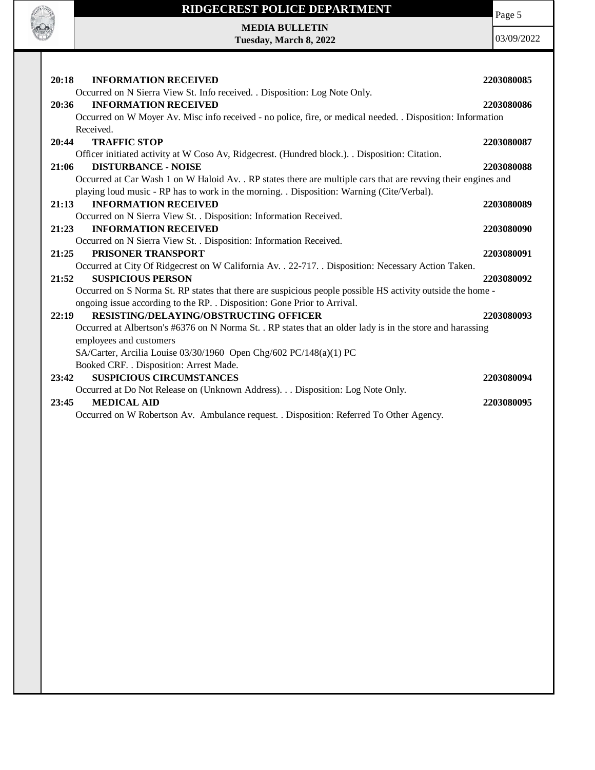**20:18 INFORMATION RECEIVED** **2203080085**

Occurred on N Sierra View St. Info received. . Disposition: Log Note Only.

**20:36 INFORMATION RECEIVED** **2203080086**

Occurred on W Moyer Av. Misc info received - no police, fire, or medical needed. . Disposition: Information Received.

**20:44 TRAFFIC STOP** **2203080087**

Officer initiated activity at W Coso Av, Ridgecrest. (Hundred block.). . Disposition: Citation.

**21:06 DISTURBANCE - NOISE** **2203080088**

Occurred at Car Wash 1 on W Haloid Av. . RP states there are multiple cars that are revving their engines and playing loud music - RP has to work in the morning. . Disposition: Warning (Cite/Verbal).

**21:13 INFORMATION RECEIVED** **2203080089**

Occurred on N Sierra View St. . Disposition: Information Received.

**21:23 INFORMATION RECEIVED** **2203080090**

Occurred on N Sierra View St. . Disposition: Information Received.

**21:25 PRISONER TRANSPORT** **2203080091**

Occurred at City Of Ridgecrest on W California Av. . 22-717. . Disposition: Necessary Action Taken.

**21:52 SUSPICIOUS PERSON** **2203080092**

Occurred on S Norma St. RP states that there are suspicious people possible HS activity outside the home - ongoing issue according to the RP. . Disposition: Gone Prior to Arrival.

**22:19 RESISTING/DELAYING/OBSTRUCTING OFFICER** **2203080093**

Occurred at Albertson's #6376 on N Norma St. . RP states that an older lady is in the store and harassing employees and customers
SA/Carter, Arcilia Louise 03/30/1960 Open Chg/602 PC/148(a)(1) PC
Booked CRF. . Disposition: Arrest Made.

**23:42 SUSPICIOUS CIRCUMSTANCES** **2203080094**

Occurred at Do Not Release on (Unknown Address). . . Disposition: Log Note Only.

**23:45 MEDICAL AID** **2203080095**

Occurred on W Robertson Av. Ambulance request. . Disposition: Referred To Other Agency.